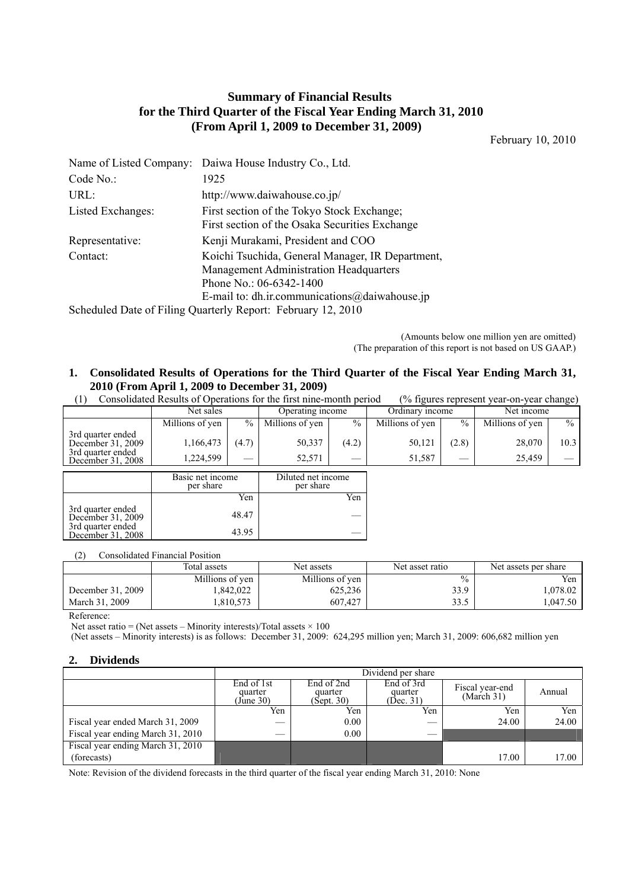# Summary of Financial Results
# for the Third Quarter of the Fiscal Year Ending March 31, 2010
# (From April 1, 2009 to December 31, 2009)

February 10, 2010

| | |
|---|---|
| Name of Listed Company: | Daiwa House Industry Co., Ltd. |
| Code No.: | 1925 |
| URL: | http://www.daiwahouse.co.jp/ |
| Listed Exchanges: | First section of the Tokyo Stock Exchange; First section of the Osaka Securities Exchange |
| Representative: | Kenji Murakami, President and COO |
| Contact: | Koichi Tsuchida, General Manager, IR Department, Management Administration Headquarters<br>Phone No.: 06-6342-1400<br>E-mail to: dh.ir.communications@daiwahouse.jp |

Scheduled Date of Filing Quarterly Report: February 12, 2010

(Amounts below one million yen are omitted)
(The preparation of this report is not based on US GAAP.)

## 1. Consolidated Results of Operations for the Third Quarter of the Fiscal Year Ending March 31, 2010 (From April 1, 2009 to December 31, 2009)

(1) Consolidated Results of Operations for the first nine-month period (% figures represent year-on-year change)

| | Net sales | | Operating income | | Ordinary income | | Net income | |
|---|---|---|---|---|---|---|---|---|
| | Millions of yen | % | Millions of yen | % | Millions of yen | % | Millions of yen | % |
| 3rd quarter ended December 31, 2009 | 1,166,473 | (4.7) | 50,337 | (4.2) | 50,121 | (2.8) | 28,070 | 10.3 |
| 3rd quarter ended December 31, 2008 | 1,224,599 | — | 52,571 | — | 51,587 | — | 25,459 | — |

| | Basic net income per share | Diluted net income per share |
|---|---|---|
| | Yen | Yen |
| 3rd quarter ended December 31, 2009 | 48.47 | — |
| 3rd quarter ended December 31, 2008 | 43.95 | — |

(2) Consolidated Financial Position

| | Total assets | Net assets | Net asset ratio | Net assets per share |
|---|---|---|---|---|
| | Millions of yen | Millions of yen | % | Yen |
| December 31, 2009 | 1,842,022 | 625,236 | 33.9 | 1,078.02 |
| March 31, 2009 | 1,810,573 | 607,427 | 33.5 | 1,047.50 |

Reference:
Net asset ratio = (Net assets – Minority interests)/Total assets × 100
(Net assets – Minority interests) is as follows: December 31, 2009: 624,295 million yen; March 31, 2009: 606,682 million yen

## 2. Dividends

| | Dividend per share | | | | |
|---|---|---|---|---|---|
| | End of 1st quarter (June 30) | End of 2nd quarter (Sept. 30) | End of 3rd quarter (Dec. 31) | Fiscal year-end (March 31) | Annual |
| | Yen | Yen | Yen | Yen | Yen |
| Fiscal year ended March 31, 2009 | — | 0.00 | — | 24.00 | 24.00 |
| Fiscal year ending March 31, 2010 | — | 0.00 | — | | |
| Fiscal year ending March 31, 2010 (forecasts) | | | | 17.00 | 17.00 |

Note: Revision of the dividend forecasts in the third quarter of the fiscal year ending March 31, 2010: None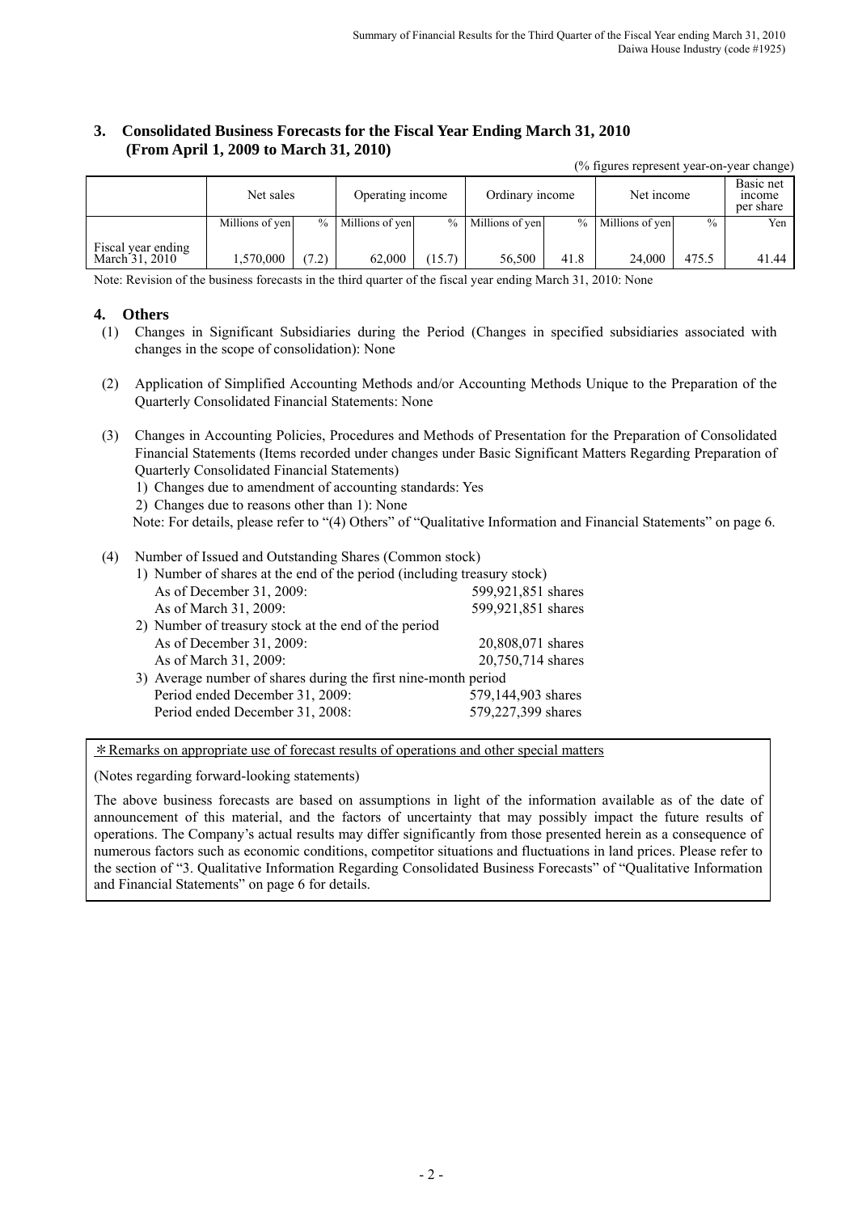## 3. Consolidated Business Forecasts for the Fiscal Year Ending March 31, 2010 (From April 1, 2009 to March 31, 2010)

(% figures represent year-on-year change)

| | Net sales | | Operating income | | Ordinary income | | Net income | | Basic net income per share |
|---|---|---|---|---|---|---|---|---|---|
| | Millions of yen | % | Millions of yen | % | Millions of yen | % | Millions of yen | % | Yen |
| Fiscal year ending March 31, 2010 | 1,570,000 | (7.2) | 62,000 | (15.7) | 56,500 | 41.8 | 24,000 | 475.5 | 41.44 |

Note: Revision of the business forecasts in the third quarter of the fiscal year ending March 31, 2010: None

## 4. Others

(1) Changes in Significant Subsidiaries during the Period (Changes in specified subsidiaries associated with changes in the scope of consolidation): None

(2) Application of Simplified Accounting Methods and/or Accounting Methods Unique to the Preparation of the Quarterly Consolidated Financial Statements: None

(3) Changes in Accounting Policies, Procedures and Methods of Presentation for the Preparation of Consolidated Financial Statements (Items recorded under changes under Basic Significant Matters Regarding Preparation of Quarterly Consolidated Financial Statements)

1) Changes due to amendment of accounting standards: Yes

2) Changes due to reasons other than 1): None

Note: For details, please refer to "(4) Others" of "Qualitative Information and Financial Statements" on page 6.

(4) Number of Issued and Outstanding Shares (Common stock)

1) Number of shares at the end of the period (including treasury stock)

| | |
|---|---|
| As of December 31, 2009: | 599,921,851 shares |
| As of March 31, 2009: | 599,921,851 shares |

2) Number of treasury stock at the end of the period

| | |
|---|---|
| As of December 31, 2009: | 20,808,071 shares |
| As of March 31, 2009: | 20,750,714 shares |

3) Average number of shares during the first nine-month period

| | |
|---|---|
| Period ended December 31, 2009: | 579,144,903 shares |
| Period ended December 31, 2008: | 579,227,399 shares |

＊Remarks on appropriate use of forecast results of operations and other special matters

(Notes regarding forward-looking statements)

The above business forecasts are based on assumptions in light of the information available as of the date of announcement of this material, and the factors of uncertainty that may possibly impact the future results of operations. The Company's actual results may differ significantly from those presented herein as a consequence of numerous factors such as economic conditions, competitor situations and fluctuations in land prices. Please refer to the section of "3. Qualitative Information Regarding Consolidated Business Forecasts" of "Qualitative Information and Financial Statements" on page 6 for details.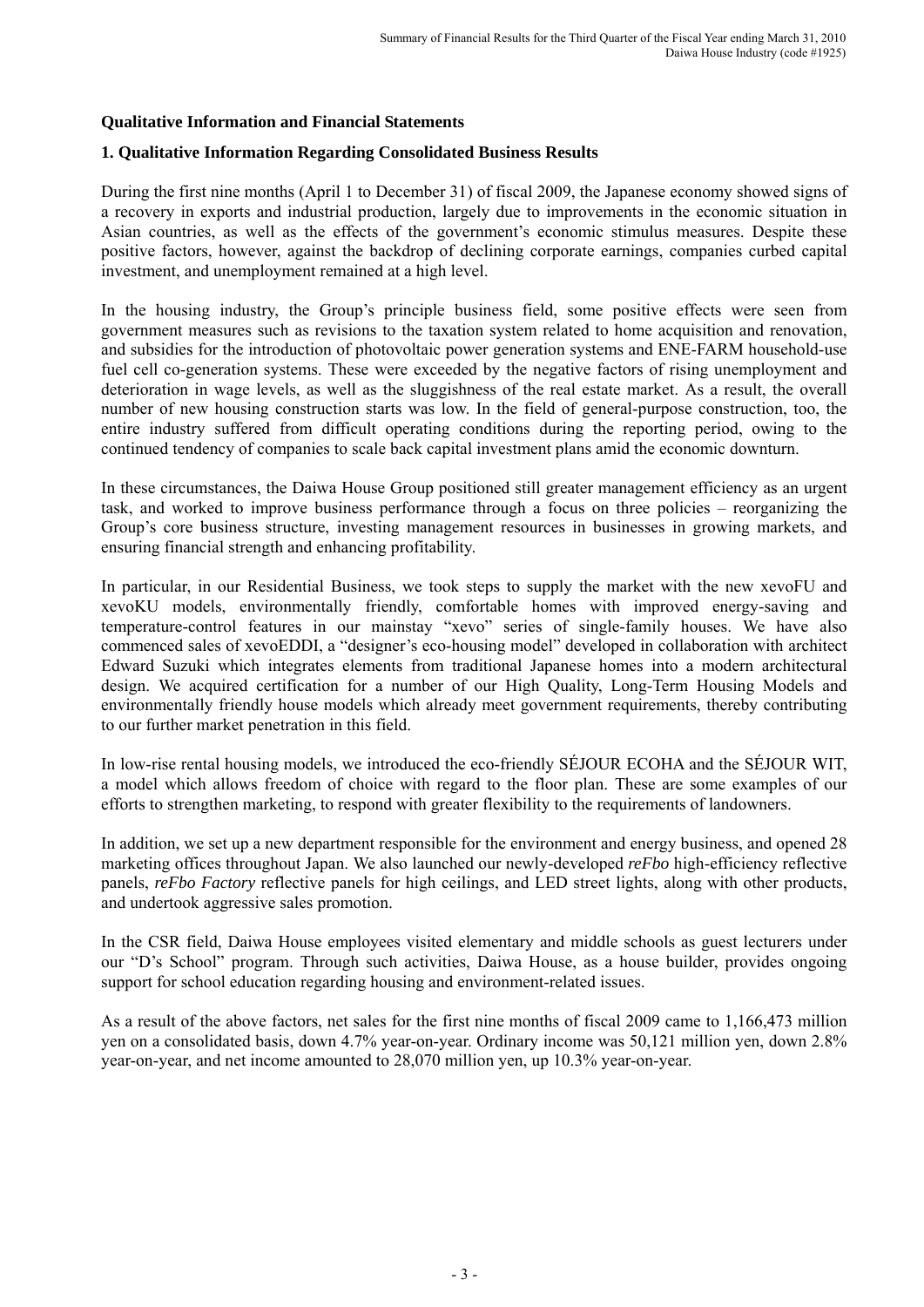## Qualitative Information and Financial Statements

### 1. Qualitative Information Regarding Consolidated Business Results

During the first nine months (April 1 to December 31) of fiscal 2009, the Japanese economy showed signs of a recovery in exports and industrial production, largely due to improvements in the economic situation in Asian countries, as well as the effects of the government's economic stimulus measures. Despite these positive factors, however, against the backdrop of declining corporate earnings, companies curbed capital investment, and unemployment remained at a high level.

In the housing industry, the Group's principle business field, some positive effects were seen from government measures such as revisions to the taxation system related to home acquisition and renovation, and subsidies for the introduction of photovoltaic power generation systems and ENE-FARM household-use fuel cell co-generation systems. These were exceeded by the negative factors of rising unemployment and deterioration in wage levels, as well as the sluggishness of the real estate market. As a result, the overall number of new housing construction starts was low. In the field of general-purpose construction, too, the entire industry suffered from difficult operating conditions during the reporting period, owing to the continued tendency of companies to scale back capital investment plans amid the economic downturn.

In these circumstances, the Daiwa House Group positioned still greater management efficiency as an urgent task, and worked to improve business performance through a focus on three policies – reorganizing the Group's core business structure, investing management resources in businesses in growing markets, and ensuring financial strength and enhancing profitability.

In particular, in our Residential Business, we took steps to supply the market with the new xevoFU and xevoKU models, environmentally friendly, comfortable homes with improved energy-saving and temperature-control features in our mainstay "xevo" series of single-family houses. We have also commenced sales of xevoEDDI, a "designer's eco-housing model" developed in collaboration with architect Edward Suzuki which integrates elements from traditional Japanese homes into a modern architectural design. We acquired certification for a number of our High Quality, Long-Term Housing Models and environmentally friendly house models which already meet government requirements, thereby contributing to our further market penetration in this field.

In low-rise rental housing models, we introduced the eco-friendly SÉJOUR ECOHA and the SÉJOUR WIT, a model which allows freedom of choice with regard to the floor plan. These are some examples of our efforts to strengthen marketing, to respond with greater flexibility to the requirements of landowners.

In addition, we set up a new department responsible for the environment and energy business, and opened 28 marketing offices throughout Japan. We also launched our newly-developed *reFbo* high-efficiency reflective panels, *reFbo Factory* reflective panels for high ceilings, and LED street lights, along with other products, and undertook aggressive sales promotion.

In the CSR field, Daiwa House employees visited elementary and middle schools as guest lecturers under our "D's School" program. Through such activities, Daiwa House, as a house builder, provides ongoing support for school education regarding housing and environment-related issues.

As a result of the above factors, net sales for the first nine months of fiscal 2009 came to 1,166,473 million yen on a consolidated basis, down 4.7% year-on-year. Ordinary income was 50,121 million yen, down 2.8% year-on-year, and net income amounted to 28,070 million yen, up 10.3% year-on-year.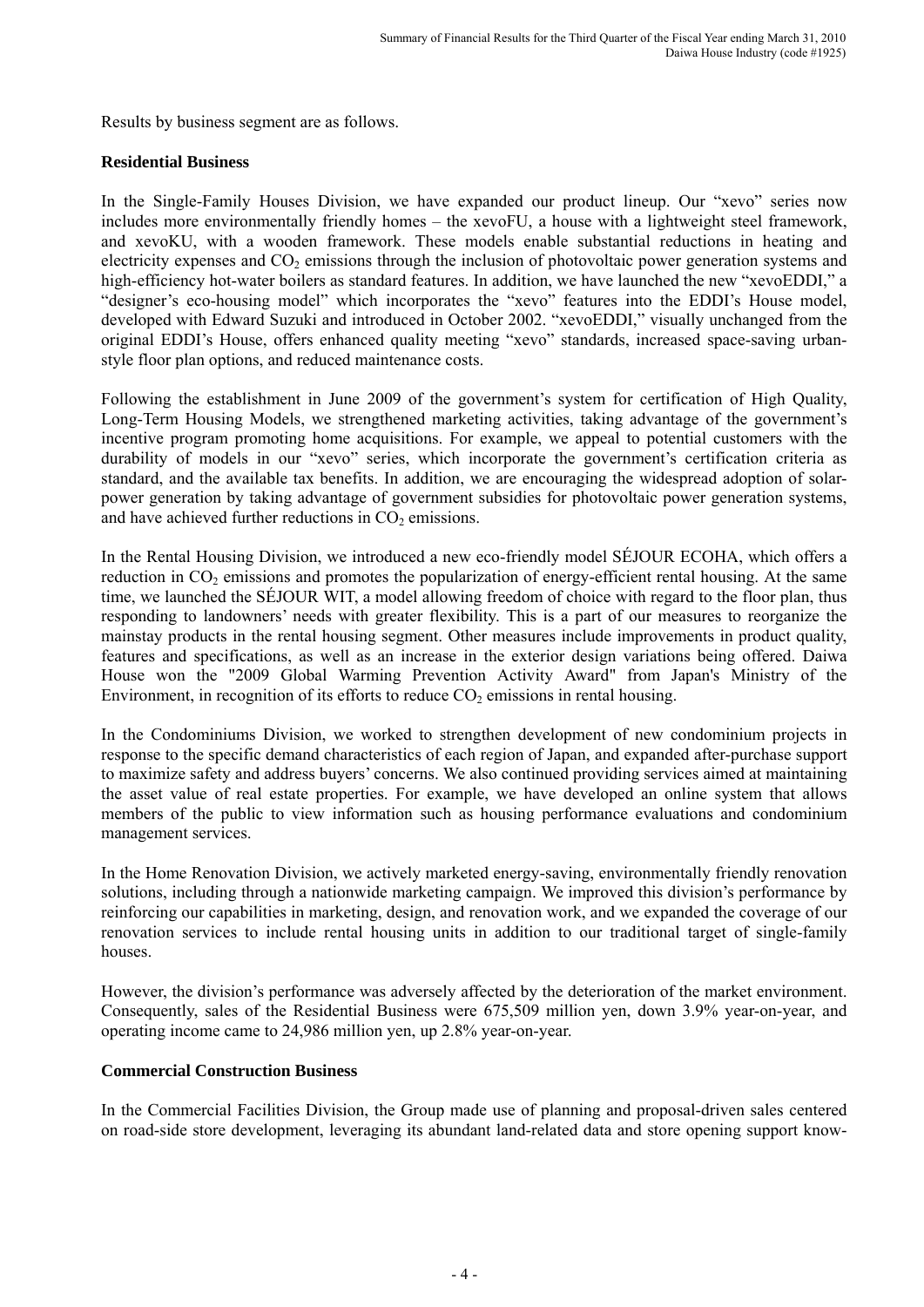Results by business segment are as follows.

**Residential Business**

In the Single-Family Houses Division, we have expanded our product lineup. Our "xevo" series now includes more environmentally friendly homes – the xevoFU, a house with a lightweight steel framework, and xevoKU, with a wooden framework. These models enable substantial reductions in heating and electricity expenses and $CO_2$ emissions through the inclusion of photovoltaic power generation systems and high-efficiency hot-water boilers as standard features. In addition, we have launched the new "xevoEDDI," a "designer's eco-housing model" which incorporates the "xevo" features into the EDDI's House model, developed with Edward Suzuki and introduced in October 2002. "xevoEDDI," visually unchanged from the original EDDI's House, offers enhanced quality meeting "xevo" standards, increased space-saving urban-style floor plan options, and reduced maintenance costs.

Following the establishment in June 2009 of the government's system for certification of High Quality, Long-Term Housing Models, we strengthened marketing activities, taking advantage of the government's incentive program promoting home acquisitions. For example, we appeal to potential customers with the durability of models in our "xevo" series, which incorporate the government's certification criteria as standard, and the available tax benefits. In addition, we are encouraging the widespread adoption of solar-power generation by taking advantage of government subsidies for photovoltaic power generation systems, and have achieved further reductions in $CO_2$ emissions.

In the Rental Housing Division, we introduced a new eco-friendly model SÉJOUR ECOHA, which offers a reduction in $CO_2$ emissions and promotes the popularization of energy-efficient rental housing. At the same time, we launched the SÉJOUR WIT, a model allowing freedom of choice with regard to the floor plan, thus responding to landowners' needs with greater flexibility. This is a part of our measures to reorganize the mainstay products in the rental housing segment. Other measures include improvements in product quality, features and specifications, as well as an increase in the exterior design variations being offered. Daiwa House won the "2009 Global Warming Prevention Activity Award" from Japan's Ministry of the Environment, in recognition of its efforts to reduce $CO_2$ emissions in rental housing.

In the Condominiums Division, we worked to strengthen development of new condominium projects in response to the specific demand characteristics of each region of Japan, and expanded after-purchase support to maximize safety and address buyers' concerns. We also continued providing services aimed at maintaining the asset value of real estate properties. For example, we have developed an online system that allows members of the public to view information such as housing performance evaluations and condominium management services.

In the Home Renovation Division, we actively marketed energy-saving, environmentally friendly renovation solutions, including through a nationwide marketing campaign. We improved this division's performance by reinforcing our capabilities in marketing, design, and renovation work, and we expanded the coverage of our renovation services to include rental housing units in addition to our traditional target of single-family houses.

However, the division's performance was adversely affected by the deterioration of the market environment. Consequently, sales of the Residential Business were 675,509 million yen, down 3.9% year-on-year, and operating income came to 24,986 million yen, up 2.8% year-on-year.

**Commercial Construction Business**

In the Commercial Facilities Division, the Group made use of planning and proposal-driven sales centered on road-side store development, leveraging its abundant land-related data and store opening support know-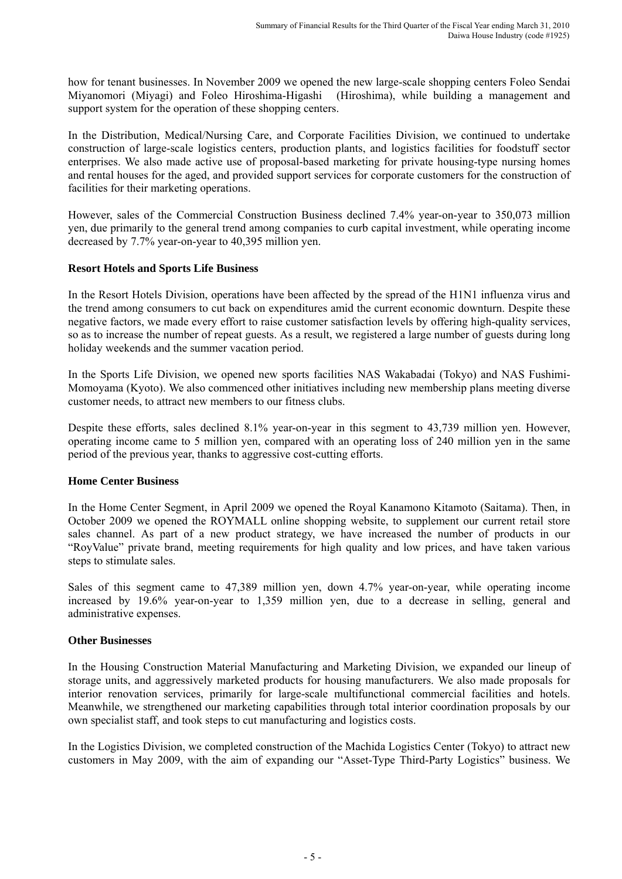how for tenant businesses. In November 2009 we opened the new large-scale shopping centers Foleo Sendai Miyanomori (Miyagi) and Foleo Hiroshima-Higashi (Hiroshima), while building a management and support system for the operation of these shopping centers.

In the Distribution, Medical/Nursing Care, and Corporate Facilities Division, we continued to undertake construction of large-scale logistics centers, production plants, and logistics facilities for foodstuff sector enterprises. We also made active use of proposal-based marketing for private housing-type nursing homes and rental houses for the aged, and provided support services for corporate customers for the construction of facilities for their marketing operations.

However, sales of the Commercial Construction Business declined 7.4% year-on-year to 350,073 million yen, due primarily to the general trend among companies to curb capital investment, while operating income decreased by 7.7% year-on-year to 40,395 million yen.

**Resort Hotels and Sports Life Business**

In the Resort Hotels Division, operations have been affected by the spread of the H1N1 influenza virus and the trend among consumers to cut back on expenditures amid the current economic downturn. Despite these negative factors, we made every effort to raise customer satisfaction levels by offering high-quality services, so as to increase the number of repeat guests. As a result, we registered a large number of guests during long holiday weekends and the summer vacation period.

In the Sports Life Division, we opened new sports facilities NAS Wakabadai (Tokyo) and NAS Fushimi-Momoyama (Kyoto). We also commenced other initiatives including new membership plans meeting diverse customer needs, to attract new members to our fitness clubs.

Despite these efforts, sales declined 8.1% year-on-year in this segment to 43,739 million yen. However, operating income came to 5 million yen, compared with an operating loss of 240 million yen in the same period of the previous year, thanks to aggressive cost-cutting efforts.

**Home Center Business**

In the Home Center Segment, in April 2009 we opened the Royal Kanamono Kitamoto (Saitama). Then, in October 2009 we opened the ROYMALL online shopping website, to supplement our current retail store sales channel. As part of a new product strategy, we have increased the number of products in our "RoyValue" private brand, meeting requirements for high quality and low prices, and have taken various steps to stimulate sales.

Sales of this segment came to 47,389 million yen, down 4.7% year-on-year, while operating income increased by 19.6% year-on-year to 1,359 million yen, due to a decrease in selling, general and administrative expenses.

**Other Businesses**

In the Housing Construction Material Manufacturing and Marketing Division, we expanded our lineup of storage units, and aggressively marketed products for housing manufacturers. We also made proposals for interior renovation services, primarily for large-scale multifunctional commercial facilities and hotels. Meanwhile, we strengthened our marketing capabilities through total interior coordination proposals by our own specialist staff, and took steps to cut manufacturing and logistics costs.

In the Logistics Division, we completed construction of the Machida Logistics Center (Tokyo) to attract new customers in May 2009, with the aim of expanding our "Asset-Type Third-Party Logistics" business. We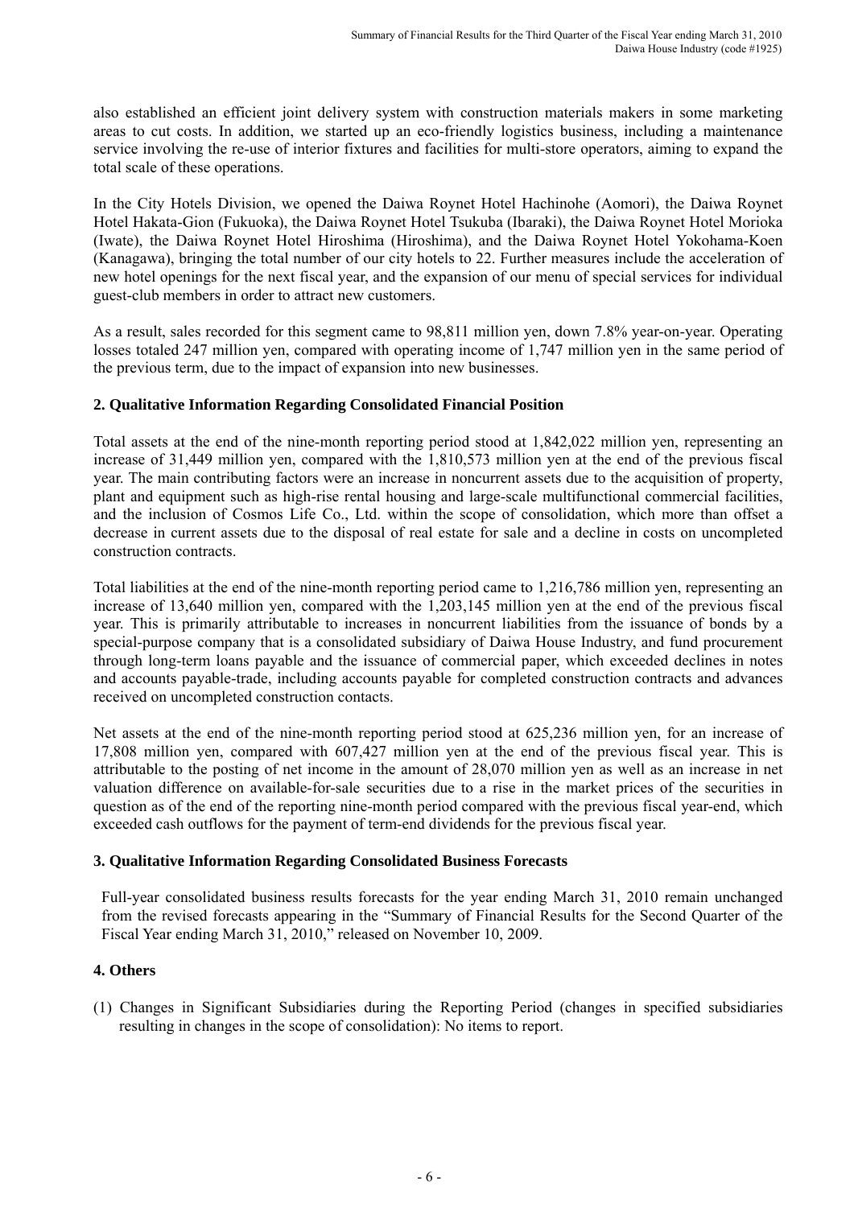also established an efficient joint delivery system with construction materials makers in some marketing areas to cut costs. In addition, we started up an eco-friendly logistics business, including a maintenance service involving the re-use of interior fixtures and facilities for multi-store operators, aiming to expand the total scale of these operations.

In the City Hotels Division, we opened the Daiwa Roynet Hotel Hachinohe (Aomori), the Daiwa Roynet Hotel Hakata-Gion (Fukuoka), the Daiwa Roynet Hotel Tsukuba (Ibaraki), the Daiwa Roynet Hotel Morioka (Iwate), the Daiwa Roynet Hotel Hiroshima (Hiroshima), and the Daiwa Roynet Hotel Yokohama-Koen (Kanagawa), bringing the total number of our city hotels to 22. Further measures include the acceleration of new hotel openings for the next fiscal year, and the expansion of our menu of special services for individual guest-club members in order to attract new customers.

As a result, sales recorded for this segment came to 98,811 million yen, down 7.8% year-on-year. Operating losses totaled 247 million yen, compared with operating income of 1,747 million yen in the same period of the previous term, due to the impact of expansion into new businesses.

## 2. Qualitative Information Regarding Consolidated Financial Position

Total assets at the end of the nine-month reporting period stood at 1,842,022 million yen, representing an increase of 31,449 million yen, compared with the 1,810,573 million yen at the end of the previous fiscal year. The main contributing factors were an increase in noncurrent assets due to the acquisition of property, plant and equipment such as high-rise rental housing and large-scale multifunctional commercial facilities, and the inclusion of Cosmos Life Co., Ltd. within the scope of consolidation, which more than offset a decrease in current assets due to the disposal of real estate for sale and a decline in costs on uncompleted construction contracts.

Total liabilities at the end of the nine-month reporting period came to 1,216,786 million yen, representing an increase of 13,640 million yen, compared with the 1,203,145 million yen at the end of the previous fiscal year. This is primarily attributable to increases in noncurrent liabilities from the issuance of bonds by a special-purpose company that is a consolidated subsidiary of Daiwa House Industry, and fund procurement through long-term loans payable and the issuance of commercial paper, which exceeded declines in notes and accounts payable-trade, including accounts payable for completed construction contracts and advances received on uncompleted construction contacts.

Net assets at the end of the nine-month reporting period stood at 625,236 million yen, for an increase of 17,808 million yen, compared with 607,427 million yen at the end of the previous fiscal year. This is attributable to the posting of net income in the amount of 28,070 million yen as well as an increase in net valuation difference on available-for-sale securities due to a rise in the market prices of the securities in question as of the end of the reporting nine-month period compared with the previous fiscal year-end, which exceeded cash outflows for the payment of term-end dividends for the previous fiscal year.

## 3. Qualitative Information Regarding Consolidated Business Forecasts

Full-year consolidated business results forecasts for the year ending March 31, 2010 remain unchanged from the revised forecasts appearing in the "Summary of Financial Results for the Second Quarter of the Fiscal Year ending March 31, 2010," released on November 10, 2009.

## 4. Others

(1) Changes in Significant Subsidiaries during the Reporting Period (changes in specified subsidiaries resulting in changes in the scope of consolidation): No items to report.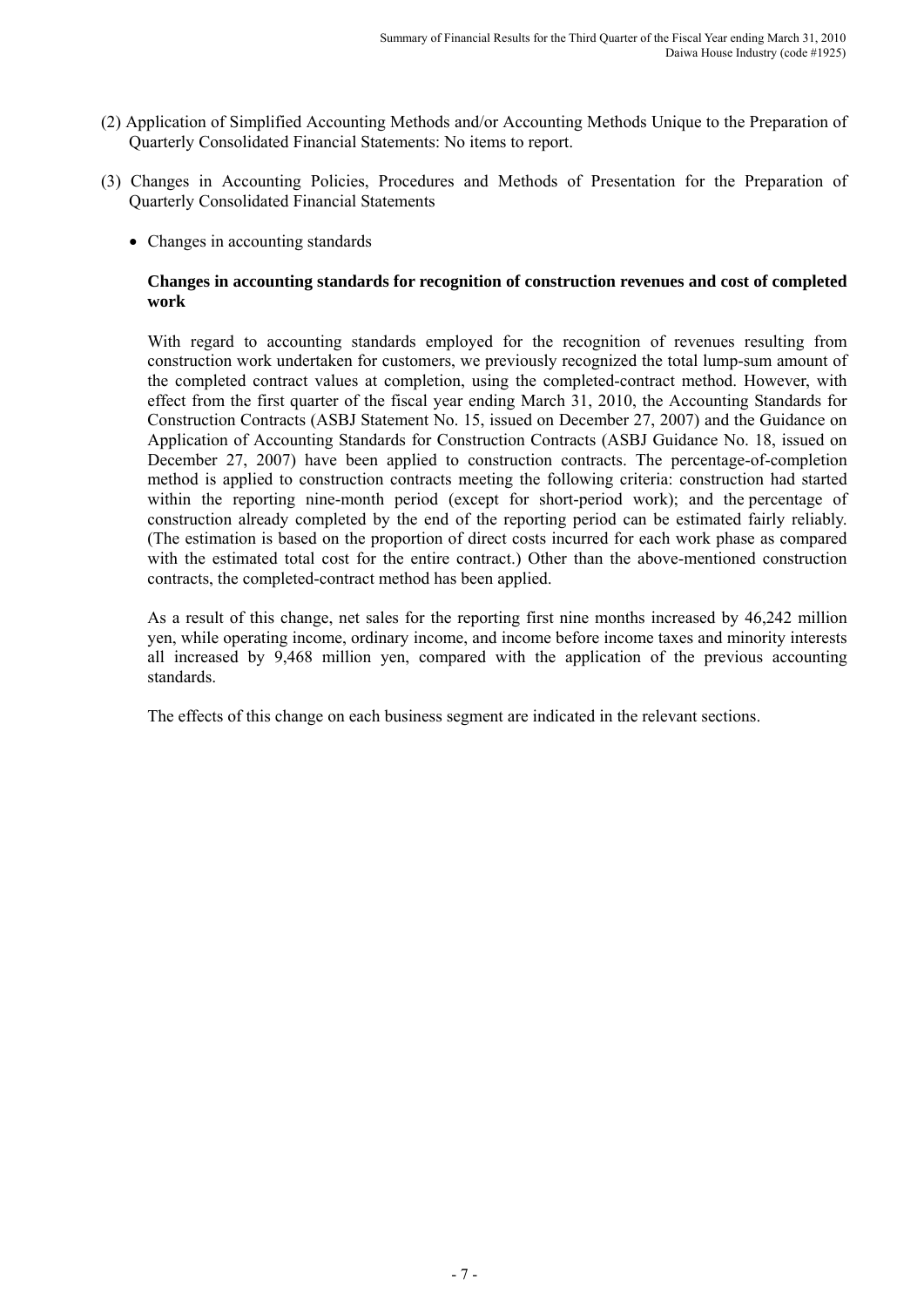(2) Application of Simplified Accounting Methods and/or Accounting Methods Unique to the Preparation of Quarterly Consolidated Financial Statements: No items to report.

(3) Changes in Accounting Policies, Procedures and Methods of Presentation for the Preparation of Quarterly Consolidated Financial Statements

- Changes in accounting standards

**Changes in accounting standards for recognition of construction revenues and cost of completed work**

With regard to accounting standards employed for the recognition of revenues resulting from construction work undertaken for customers, we previously recognized the total lump-sum amount of the completed contract values at completion, using the completed-contract method. However, with effect from the first quarter of the fiscal year ending March 31, 2010, the Accounting Standards for Construction Contracts (ASBJ Statement No. 15, issued on December 27, 2007) and the Guidance on Application of Accounting Standards for Construction Contracts (ASBJ Guidance No. 18, issued on December 27, 2007) have been applied to construction contracts. The percentage-of-completion method is applied to construction contracts meeting the following criteria: construction had started within the reporting nine-month period (except for short-period work); and the percentage of construction already completed by the end of the reporting period can be estimated fairly reliably. (The estimation is based on the proportion of direct costs incurred for each work phase as compared with the estimated total cost for the entire contract.) Other than the above-mentioned construction contracts, the completed-contract method has been applied.

As a result of this change, net sales for the reporting first nine months increased by 46,242 million yen, while operating income, ordinary income, and income before income taxes and minority interests all increased by 9,468 million yen, compared with the application of the previous accounting standards.

The effects of this change on each business segment are indicated in the relevant sections.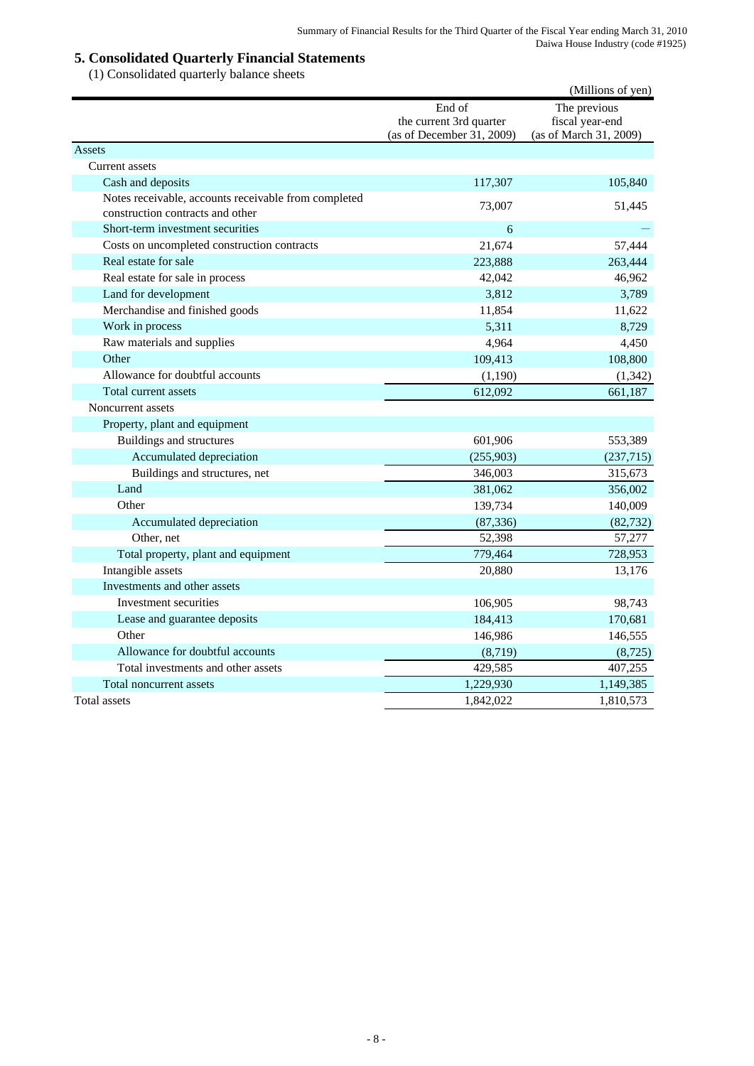## 5. Consolidated Quarterly Financial Statements

(1) Consolidated quarterly balance sheets

(Millions of yen)

| | End of the current 3rd quarter (as of December 31, 2009) | The previous fiscal year-end (as of March 31, 2009) |
|---|---|---|
| Assets | | |
| Current assets | | |
| Cash and deposits | 117,307 | 105,840 |
| Notes receivable, accounts receivable from completed construction contracts and other | 73,007 | 51,445 |
| Short-term investment securities | 6 | — |
| Costs on uncompleted construction contracts | 21,674 | 57,444 |
| Real estate for sale | 223,888 | 263,444 |
| Real estate for sale in process | 42,042 | 46,962 |
| Land for development | 3,812 | 3,789 |
| Merchandise and finished goods | 11,854 | 11,622 |
| Work in process | 5,311 | 8,729 |
| Raw materials and supplies | 4,964 | 4,450 |
| Other | 109,413 | 108,800 |
| Allowance for doubtful accounts | (1,190) | (1,342) |
| Total current assets | 612,092 | 661,187 |
| Noncurrent assets | | |
| Property, plant and equipment | | |
| Buildings and structures | 601,906 | 553,389 |
| Accumulated depreciation | (255,903) | (237,715) |
| Buildings and structures, net | 346,003 | 315,673 |
| Land | 381,062 | 356,002 |
| Other | 139,734 | 140,009 |
| Accumulated depreciation | (87,336) | (82,732) |
| Other, net | 52,398 | 57,277 |
| Total property, plant and equipment | 779,464 | 728,953 |
| Intangible assets | 20,880 | 13,176 |
| Investments and other assets | | |
| Investment securities | 106,905 | 98,743 |
| Lease and guarantee deposits | 184,413 | 170,681 |
| Other | 146,986 | 146,555 |
| Allowance for doubtful accounts | (8,719) | (8,725) |
| Total investments and other assets | 429,585 | 407,255 |
| Total noncurrent assets | 1,229,930 | 1,149,385 |
| Total assets | 1,842,022 | 1,810,573 |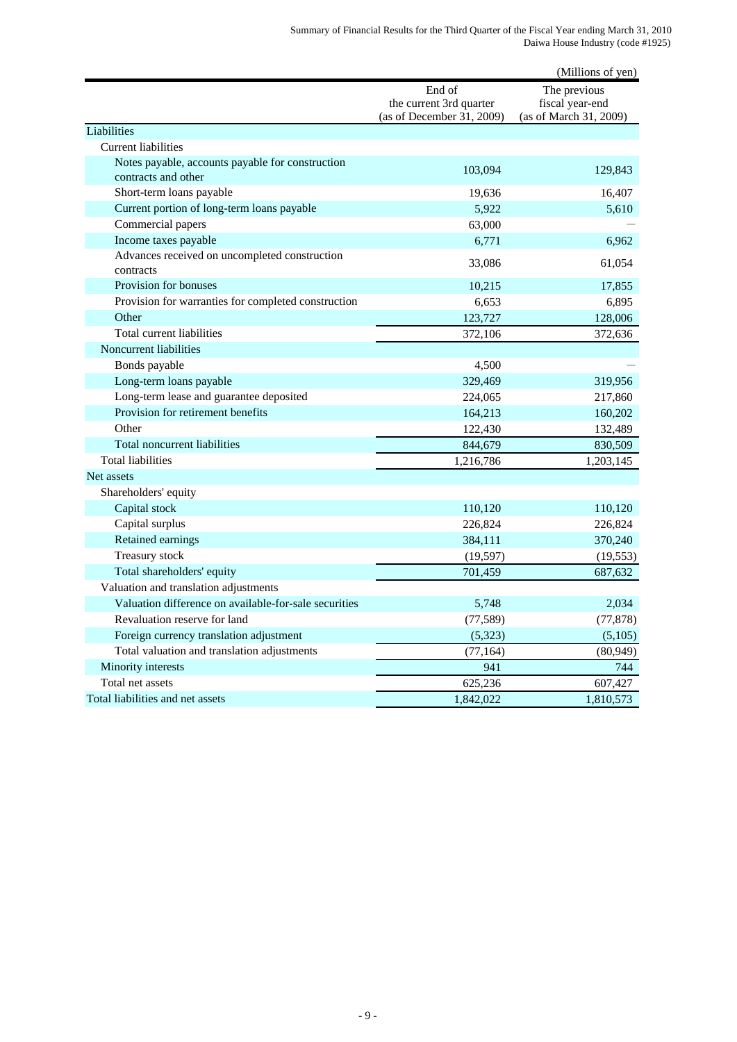(Millions of yen)

| | End of the current 3rd quarter (as of December 31, 2009) | The previous fiscal year-end (as of March 31, 2009) |
|---|---|---|
| Liabilities | | |
| Current liabilities | | |
| Notes payable, accounts payable for construction contracts and other | 103,094 | 129,843 |
| Short-term loans payable | 19,636 | 16,407 |
| Current portion of long-term loans payable | 5,922 | 5,610 |
| Commercial papers | 63,000 | — |
| Income taxes payable | 6,771 | 6,962 |
| Advances received on uncompleted construction contracts | 33,086 | 61,054 |
| Provision for bonuses | 10,215 | 17,855 |
| Provision for warranties for completed construction | 6,653 | 6,895 |
| Other | 123,727 | 128,006 |
| Total current liabilities | 372,106 | 372,636 |
| Noncurrent liabilities | | |
| Bonds payable | 4,500 | — |
| Long-term loans payable | 329,469 | 319,956 |
| Long-term lease and guarantee deposited | 224,065 | 217,860 |
| Provision for retirement benefits | 164,213 | 160,202 |
| Other | 122,430 | 132,489 |
| Total noncurrent liabilities | 844,679 | 830,509 |
| Total liabilities | 1,216,786 | 1,203,145 |
| Net assets | | |
| Shareholders' equity | | |
| Capital stock | 110,120 | 110,120 |
| Capital surplus | 226,824 | 226,824 |
| Retained earnings | 384,111 | 370,240 |
| Treasury stock | (19,597) | (19,553) |
| Total shareholders' equity | 701,459 | 687,632 |
| Valuation and translation adjustments | | |
| Valuation difference on available-for-sale securities | 5,748 | 2,034 |
| Revaluation reserve for land | (77,589) | (77,878) |
| Foreign currency translation adjustment | (5,323) | (5,105) |
| Total valuation and translation adjustments | (77,164) | (80,949) |
| Minority interests | 941 | 744 |
| Total net assets | 625,236 | 607,427 |
| Total liabilities and net assets | 1,842,022 | 1,810,573 |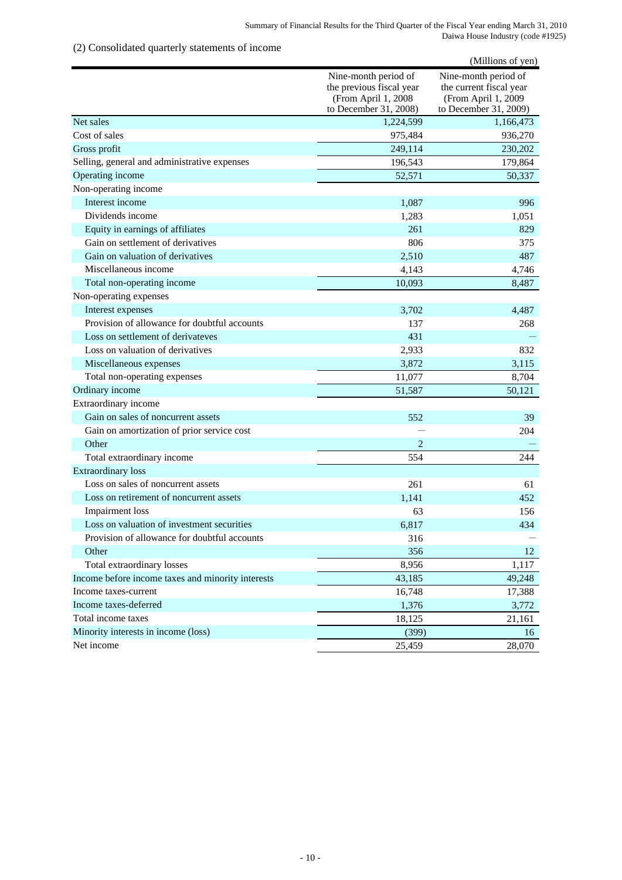### (2) Consolidated quarterly statements of income

(Millions of yen)

| | Nine-month period of the previous fiscal year (From April 1, 2008 to December 31, 2008) | Nine-month period of the current fiscal year (From April 1, 2009 to December 31, 2009) |
|---|---|---|
| Net sales | 1,224,599 | 1,166,473 |
| Cost of sales | 975,484 | 936,270 |
| Gross profit | 249,114 | 230,202 |
| Selling, general and administrative expenses | 196,543 | 179,864 |
| Operating income | 52,571 | 50,337 |
| Non-operating income | | |
| Interest income | 1,087 | 996 |
| Dividends income | 1,283 | 1,051 |
| Equity in earnings of affiliates | 261 | 829 |
| Gain on settlement of derivatives | 806 | 375 |
| Gain on valuation of derivatives | 2,510 | 487 |
| Miscellaneous income | 4,143 | 4,746 |
| Total non-operating income | 10,093 | 8,487 |
| Non-operating expenses | | |
| Interest expenses | 3,702 | 4,487 |
| Provision of allowance for doubtful accounts | 137 | 268 |
| Loss on settlement of derivateves | 431 | — |
| Loss on valuation of derivatives | 2,933 | 832 |
| Miscellaneous expenses | 3,872 | 3,115 |
| Total non-operating expenses | 11,077 | 8,704 |
| Ordinary income | 51,587 | 50,121 |
| Extraordinary income | | |
| Gain on sales of noncurrent assets | 552 | 39 |
| Gain on amortization of prior service cost | — | 204 |
| Other | 2 | — |
| Total extraordinary income | 554 | 244 |
| Extraordinary loss | | |
| Loss on sales of noncurrent assets | 261 | 61 |
| Loss on retirement of noncurrent assets | 1,141 | 452 |
| Impairment loss | 63 | 156 |
| Loss on valuation of investment securities | 6,817 | 434 |
| Provision of allowance for doubtful accounts | 316 | — |
| Other | 356 | 12 |
| Total extraordinary losses | 8,956 | 1,117 |
| Income before income taxes and minority interests | 43,185 | 49,248 |
| Income taxes-current | 16,748 | 17,388 |
| Income taxes-deferred | 1,376 | 3,772 |
| Total income taxes | 18,125 | 21,161 |
| Minority interests in income (loss) | (399) | 16 |
| Net income | 25,459 | 28,070 |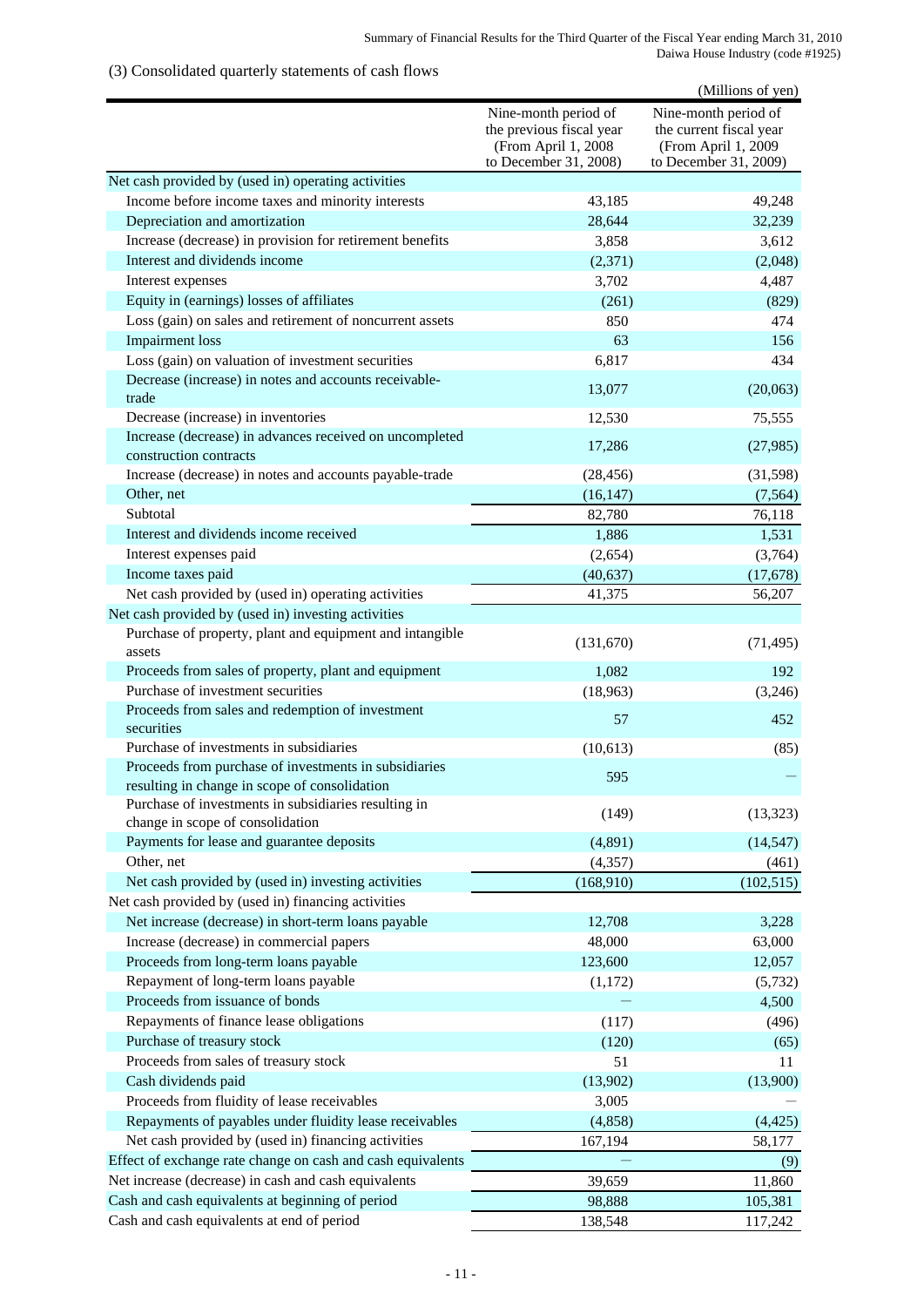### (3) Consolidated quarterly statements of cash flows

(Millions of yen)

| | Nine-month period of the previous fiscal year (From April 1, 2008 to December 31, 2008) | Nine-month period of the current fiscal year (From April 1, 2009 to December 31, 2009) |
|---|---|---|
| Net cash provided by (used in) operating activities | | |
| Income before income taxes and minority interests | 43,185 | 49,248 |
| Depreciation and amortization | 28,644 | 32,239 |
| Increase (decrease) in provision for retirement benefits | 3,858 | 3,612 |
| Interest and dividends income | (2,371) | (2,048) |
| Interest expenses | 3,702 | 4,487 |
| Equity in (earnings) losses of affiliates | (261) | (829) |
| Loss (gain) on sales and retirement of noncurrent assets | 850 | 474 |
| Impairment loss | 63 | 156 |
| Loss (gain) on valuation of investment securities | 6,817 | 434 |
| Decrease (increase) in notes and accounts receivable-trade | 13,077 | (20,063) |
| Decrease (increase) in inventories | 12,530 | 75,555 |
| Increase (decrease) in advances received on uncompleted construction contracts | 17,286 | (27,985) |
| Increase (decrease) in notes and accounts payable-trade | (28,456) | (31,598) |
| Other, net | (16,147) | (7,564) |
| Subtotal | 82,780 | 76,118 |
| Interest and dividends income received | 1,886 | 1,531 |
| Interest expenses paid | (2,654) | (3,764) |
| Income taxes paid | (40,637) | (17,678) |
| Net cash provided by (used in) operating activities | 41,375 | 56,207 |
| Net cash provided by (used in) investing activities | | |
| Purchase of property, plant and equipment and intangible assets | (131,670) | (71,495) |
| Proceeds from sales of property, plant and equipment | 1,082 | 192 |
| Purchase of investment securities | (18,963) | (3,246) |
| Proceeds from sales and redemption of investment securities | 57 | 452 |
| Purchase of investments in subsidiaries | (10,613) | (85) |
| Proceeds from purchase of investments in subsidiaries resulting in change in scope of consolidation | 595 | — |
| Purchase of investments in subsidiaries resulting in change in scope of consolidation | (149) | (13,323) |
| Payments for lease and guarantee deposits | (4,891) | (14,547) |
| Other, net | (4,357) | (461) |
| Net cash provided by (used in) investing activities | (168,910) | (102,515) |
| Net cash provided by (used in) financing activities | | |
| Net increase (decrease) in short-term loans payable | 12,708 | 3,228 |
| Increase (decrease) in commercial papers | 48,000 | 63,000 |
| Proceeds from long-term loans payable | 123,600 | 12,057 |
| Repayment of long-term loans payable | (1,172) | (5,732) |
| Proceeds from issuance of bonds | — | 4,500 |
| Repayments of finance lease obligations | (117) | (496) |
| Purchase of treasury stock | (120) | (65) |
| Proceeds from sales of treasury stock | 51 | 11 |
| Cash dividends paid | (13,902) | (13,900) |
| Proceeds from fluidity of lease receivables | 3,005 | — |
| Repayments of payables under fluidity lease receivables | (4,858) | (4,425) |
| Net cash provided by (used in) financing activities | 167,194 | 58,177 |
| Effect of exchange rate change on cash and cash equivalents | — | (9) |
| Net increase (decrease) in cash and cash equivalents | 39,659 | 11,860 |
| Cash and cash equivalents at beginning of period | 98,888 | 105,381 |
| Cash and cash equivalents at end of period | 138,548 | 117,242 |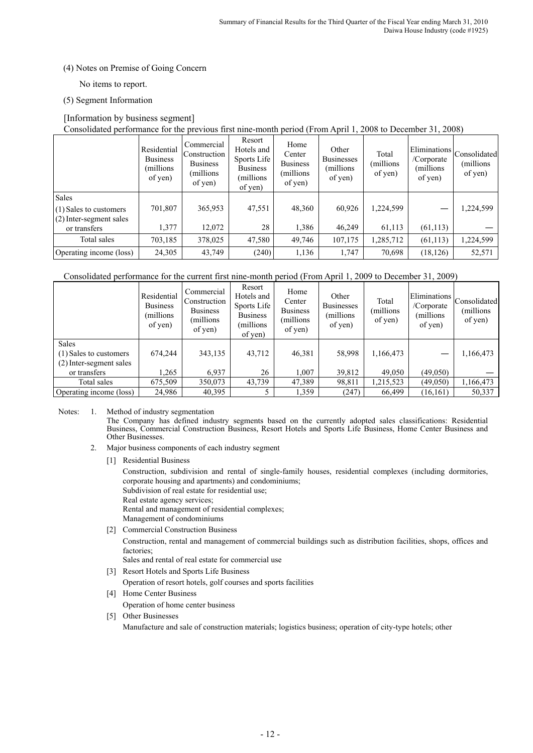(4) Notes on Premise of Going Concern

No items to report.

(5) Segment Information

[Information by business segment]

Consolidated performance for the previous first nine-month period (From April 1, 2008 to December 31, 2008)

| | Residential Business (millions of yen) | Commercial Construction Business (millions of yen) | Resort Hotels and Sports Life Business (millions of yen) | Home Center Business (millions of yen) | Other Businesses (millions of yen) | Total (millions of yen) | Eliminations /Corporate (millions of yen) | Consolidated (millions of yen) |
|---|---|---|---|---|---|---|---|---|
| Sales | | | | | | | | |
| (1) Sales to customers | 701,807 | 365,953 | 47,551 | 48,360 | 60,926 | 1,224,599 | — | 1,224,599 |
| (2) Inter-segment sales or transfers | 1,377 | 12,072 | 28 | 1,386 | 46,249 | 61,113 | (61,113) | — |
| Total sales | 703,185 | 378,025 | 47,580 | 49,746 | 107,175 | 1,285,712 | (61,113) | 1,224,599 |
| Operating income (loss) | 24,305 | 43,749 | (240) | 1,136 | 1,747 | 70,698 | (18,126) | 52,571 |

Consolidated performance for the current first nine-month period (From April 1, 2009 to December 31, 2009)

| | Residential Business (millions of yen) | Commercial Construction Business (millions of yen) | Resort Hotels and Sports Life Business (millions of yen) | Home Center Business (millions of yen) | Other Businesses (millions of yen) | Total (millions of yen) | Eliminations /Corporate (millions of yen) | Consolidated (millions of yen) |
|---|---|---|---|---|---|---|---|---|
| Sales | | | | | | | | |
| (1) Sales to customers | 674,244 | 343,135 | 43,712 | 46,381 | 58,998 | 1,166,473 | — | 1,166,473 |
| (2) Inter-segment sales or transfers | 1,265 | 6,937 | 26 | 1,007 | 39,812 | 49,050 | (49,050) | — |
| Total sales | 675,509 | 350,073 | 43,739 | 47,389 | 98,811 | 1,215,523 | (49,050) | 1,166,473 |
| Operating income (loss) | 24,986 | 40,395 | 5 | 1,359 | (247) | 66,499 | (16,161) | 50,337 |

Notes:

1. Method of industry segmentation

   The Company has defined industry segments based on the currently adopted sales classifications: Residential Business, Commercial Construction Business, Resort Hotels and Sports Life Business, Home Center Business and Other Businesses.

2. Major business components of each industry segment

   [1] Residential Business

   Construction, subdivision and rental of single-family houses, residential complexes (including dormitories, corporate housing and apartments) and condominiums;
   Subdivision of real estate for residential use;
   Real estate agency services;
   Rental and management of residential complexes;
   Management of condominiums

   [2] Commercial Construction Business

   Construction, rental and management of commercial buildings such as distribution facilities, shops, offices and factories;
   Sales and rental of real estate for commercial use

   [3] Resort Hotels and Sports Life Business

   Operation of resort hotels, golf courses and sports facilities

   [4] Home Center Business

   Operation of home center business

   [5] Other Businesses

   Manufacture and sale of construction materials; logistics business; operation of city-type hotels; other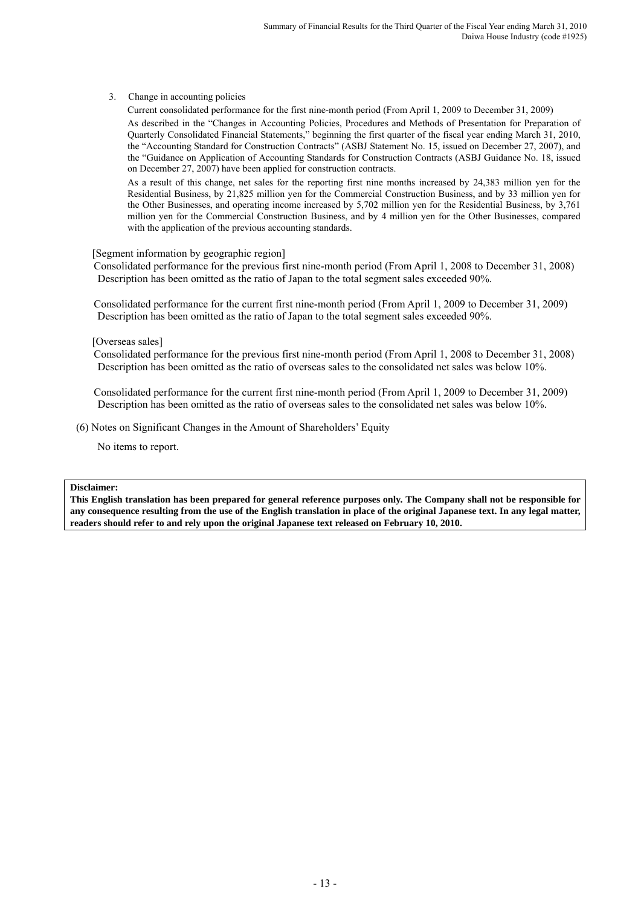3. Change in accounting policies

Current consolidated performance for the first nine-month period (From April 1, 2009 to December 31, 2009)

As described in the "Changes in Accounting Policies, Procedures and Methods of Presentation for Preparation of Quarterly Consolidated Financial Statements," beginning the first quarter of the fiscal year ending March 31, 2010, the "Accounting Standard for Construction Contracts" (ASBJ Statement No. 15, issued on December 27, 2007), and the "Guidance on Application of Accounting Standards for Construction Contracts (ASBJ Guidance No. 18, issued on December 27, 2007) have been applied for construction contracts.

As a result of this change, net sales for the reporting first nine months increased by 24,383 million yen for the Residential Business, by 21,825 million yen for the Commercial Construction Business, and by 33 million yen for the Other Businesses, and operating income increased by 5,702 million yen for the Residential Business, by 3,761 million yen for the Commercial Construction Business, and by 4 million yen for the Other Businesses, compared with the application of the previous accounting standards.

[Segment information by geographic region]

Consolidated performance for the previous first nine-month period (From April 1, 2008 to December 31, 2008)
Description has been omitted as the ratio of Japan to the total segment sales exceeded 90%.

Consolidated performance for the current first nine-month period (From April 1, 2009 to December 31, 2009)
Description has been omitted as the ratio of Japan to the total segment sales exceeded 90%.

[Overseas sales]

Consolidated performance for the previous first nine-month period (From April 1, 2008 to December 31, 2008)
Description has been omitted as the ratio of overseas sales to the consolidated net sales was below 10%.

Consolidated performance for the current first nine-month period (From April 1, 2009 to December 31, 2009)
Description has been omitted as the ratio of overseas sales to the consolidated net sales was below 10%.

(6) Notes on Significant Changes in the Amount of Shareholders' Equity

No items to report.

**Disclaimer:**
**This English translation has been prepared for general reference purposes only. The Company shall not be responsible for any consequence resulting from the use of the English translation in place of the original Japanese text. In any legal matter, readers should refer to and rely upon the original Japanese text released on February 10, 2010.**